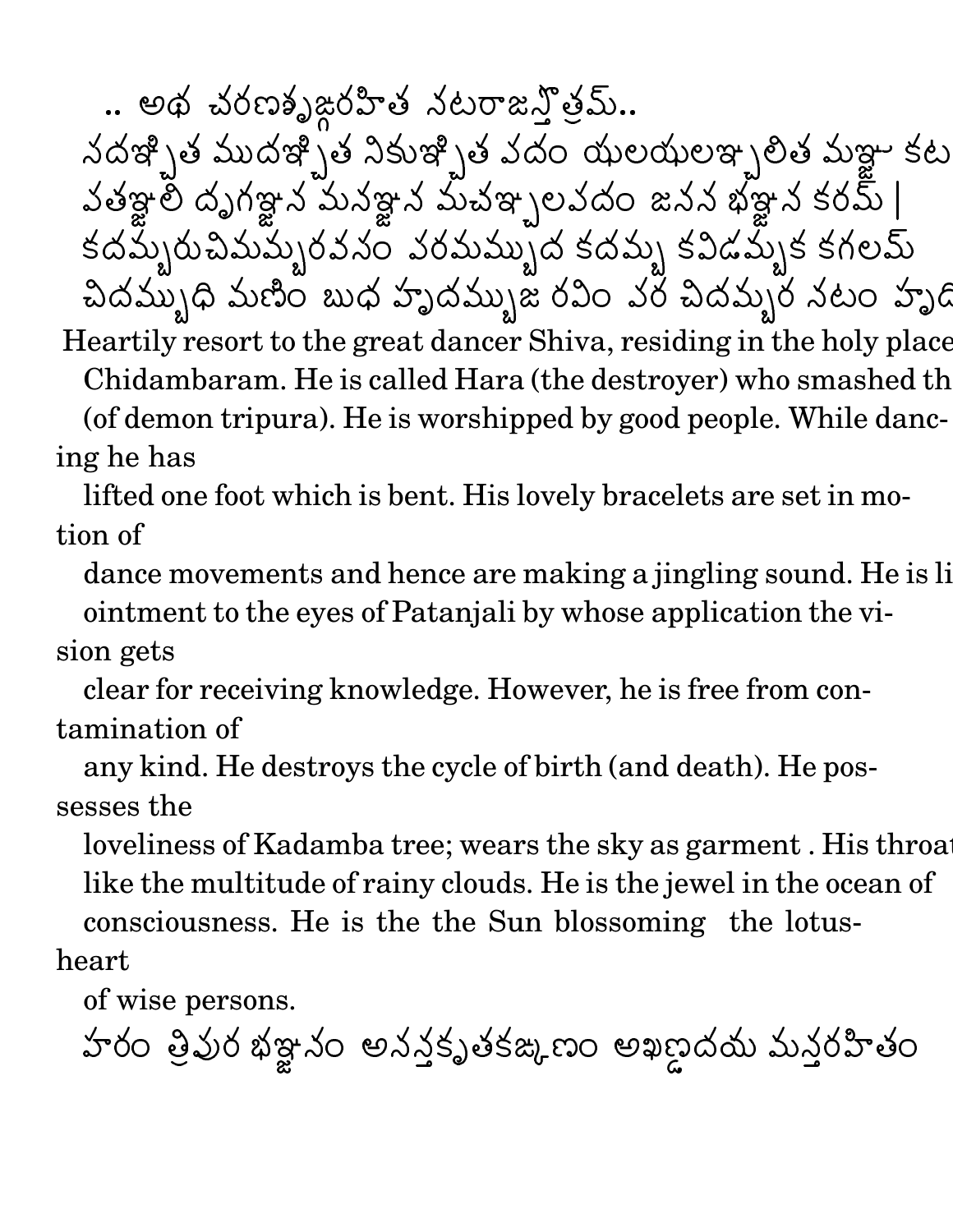.. అథ చరణశృఙ్గరహిత నటరాజస్తోత్రమ్..

సదఞ్చిత ముదఞ్చిత నికుఞ్చిత పదం ఝలఝలఞ్చలిత మఞ్జు కట

పతఞ్జలి దృగఞ్జన మనఞ్జన మచఞ్చలపదం జనన భఞ్జన కరమ్ |

కదమ్బరుచిమమ్బరవసం పరమమ్బుద కదమ్బ కవిడమ్బక గలమ్

చిదమ్బుధి మణిం బుధ హృదమ్బుజ రవిం పర చిదమ్బర నటం హృద

Heartily resort to the great dancer Shiva, residing in the holy place
Chidambaram. He is called Hara (the destroyer) who smashed th
(of demon tripura). He is worshipped by good people. While dancing he has
lifted one foot which is bent. His lovely bracelets are set in motion of
dance movements and hence are making a jingling sound. He is li
ointment to the eyes of Patanjali by whose application the vision gets
clear for receiving knowledge. However, he is free from contamination of
any kind. He destroys the cycle of birth (and death). He possesses the
loveliness of Kadamba tree; wears the sky as garment . His throat
like the multitude of rainy clouds. He is the jewel in the ocean of
consciousness. He is the the Sun blossoming the lotus-heart
of wise persons.

హరం త్రిపుర భఞ్జనం అనన్తకృతకఙ్కణం అఖణ్డదయ మన్తరహితం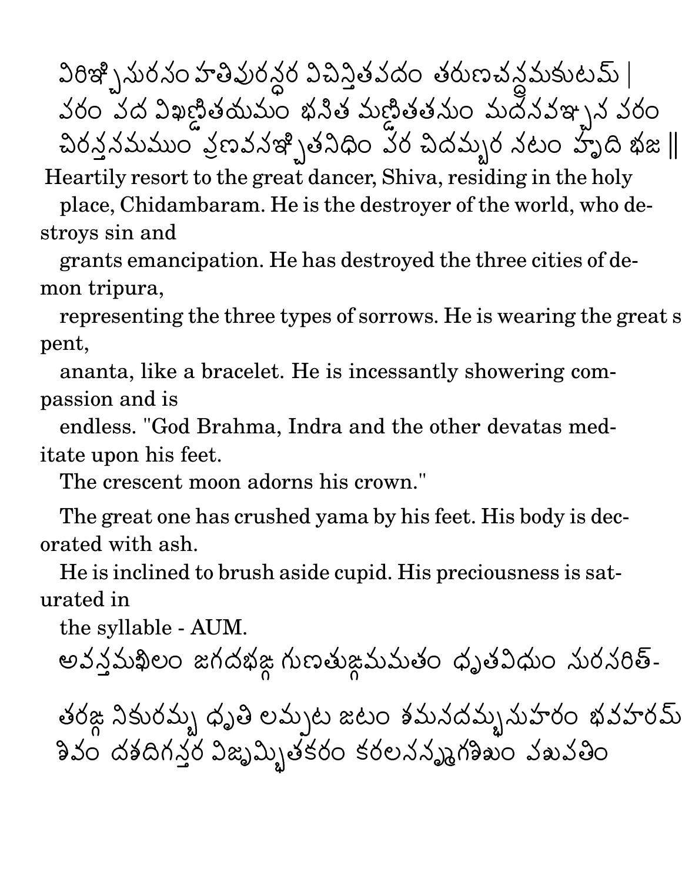విరిఞ్చిసురసం హతిపురన్దర విచిన్తితపదం తరుణచన్ద్రమకుటమ్ |
వరం వద విఖణ్డితయమం భనిత మణ్డితతనుం మదనవఞ్చన వరం
చిరన్తనమముం ప్రణవనఞ్చితనిధిం వర చిదమ్బర నటం హృది భజ ||

Heartily resort to the great dancer, Shiva, residing in the holy place, Chidambaram. He is the destroyer of the world, who destroys sin and grants emancipation. He has destroyed the three cities of demon tripura, representing the three types of sorrows. He is wearing the great serpent, ananta, like a bracelet. He is incessantly showering compassion and is endless. "God Brahma, Indra and the other devatas meditate upon his feet. The crescent moon adorns his crown."

The great one has crushed yama by his feet. His body is decorated with ash. He is inclined to brush aside cupid. His preciousness is saturated in the syllable - AUM.

అవన్తమఖిలం జగదభఙ్గ గుణతుఙ్గమమతం ధృతవిధుం సురసరిత్-
తరఙ్గ నికురమ్బ ధృతి లమ్పట జటం శమనదమ్భసుహరం భవహరమ్
శివం దశదిగన్తర విజృమ్భితకరం కరలసన్మృగశిఖం పశుపతిం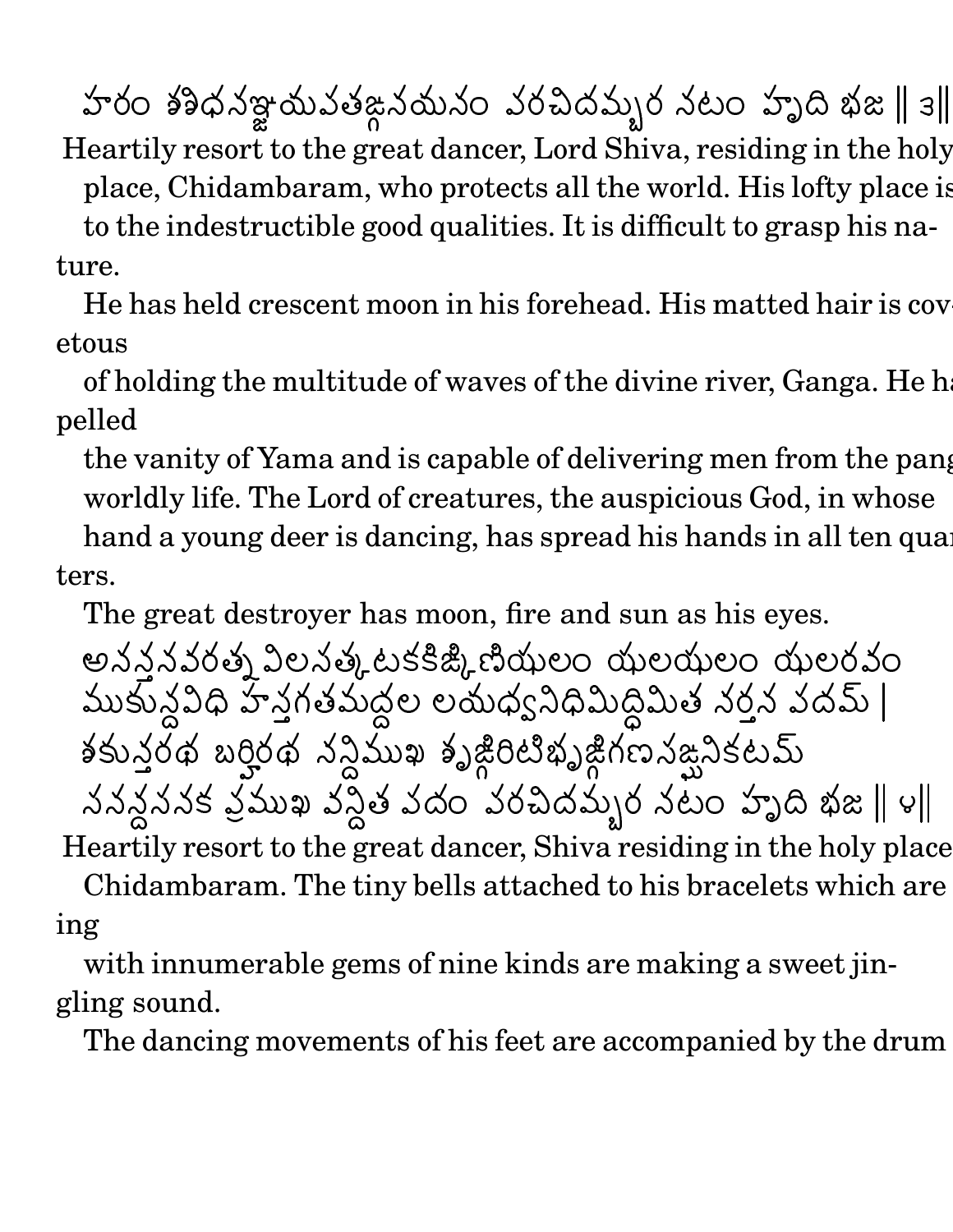హరం శశిధనఞ్జయవతఙ్గనయనం వరచిదమ్బర నటం హృది భజ ‖ ౩‖

Heartily resort to the great dancer, Lord Shiva, residing in the holy place, Chidambaram, who protects all the world. His lofty place is to the indestructible good qualities. It is difficult to grasp his nature.

He has held crescent moon in his forehead. His matted hair is covetous of holding the multitude of waves of the divine river, Ganga. He has pelled the vanity of Yama and is capable of delivering men from the pang worldly life. The Lord of creatures, the auspicious God, in whose hand a young deer is dancing, has spread his hands in all ten quarters.

The great destroyer has moon, fire and sun as his eyes.

అనన్తనవరత్న విలసత్కటకకిఙ్కిణిఝలం ఝలఝలం ఝలరవం
ముకున్దవిధి హస్తగతమద్దల లయధ్వనిధిమిద్ధిమిత నర్తన వదమ్ |
శకున్తరథ బర్హిరథ నన్దిముఖ శృఙ్గిరిటిభృఙ్గిగణసఙ్ఘనికటమ్
సనన్దనసనక ప్రముఖ వన్దిత వదం వరచిదమ్బర నటం హృది భజ ‖ ౪‖

Heartily resort to the great dancer, Shiva residing in the holy place Chidambaram. The tiny bells attached to his bracelets which are ing with innumerable gems of nine kinds are making a sweet jingling sound.

The dancing movements of his feet are accompanied by the drum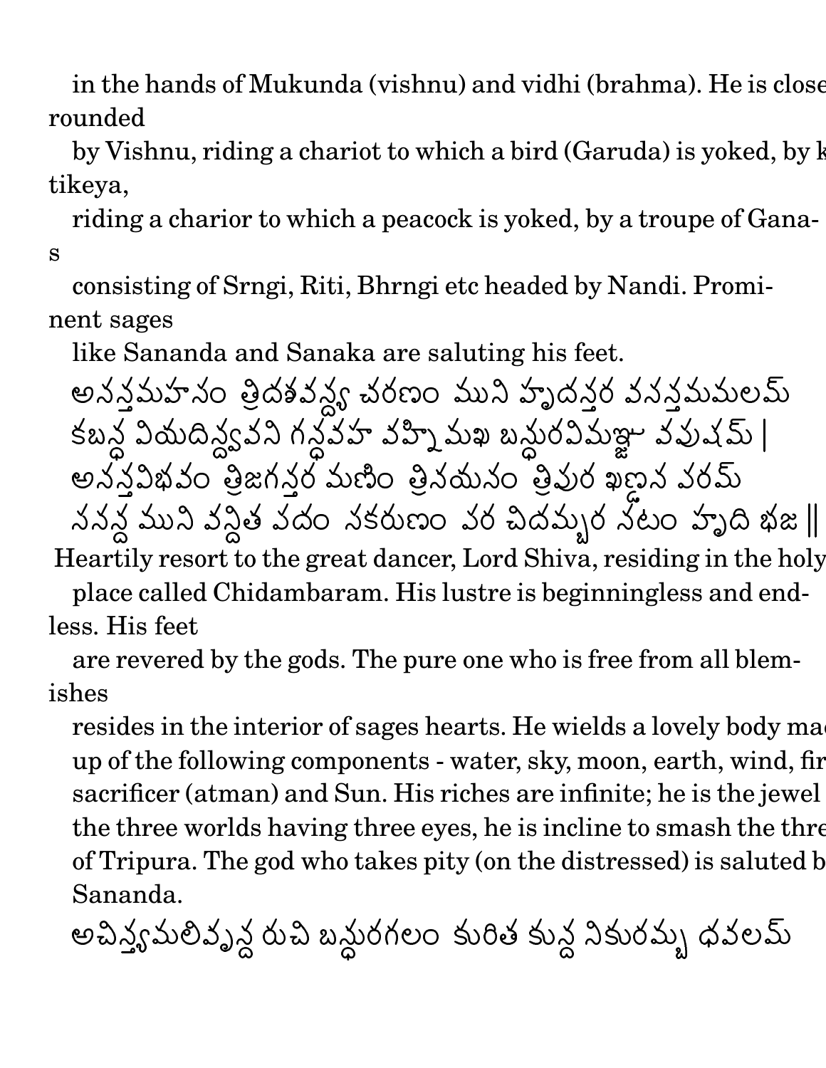in the hands of Mukunda (vishnu) and vidhi (brahma). He is close rounded by Vishnu, riding a chariot to which a bird (Garuda) is yoked, by kartikeya, riding a charior to which a peacock is yoked, by a troupe of Ganas consisting of Srngi, Riti, Bhrngi etc headed by Nandi. Prominent sages like Sananda and Sanaka are saluting his feet.

అనన్తమహసం త్రిదశవన్ద్య చరణం ముని హృదన్తర వసన్తమమలమ్
కబన్ధ వియదిన్ద్వవని గన్ధవహ వహ్ని మఖ బన్ధురవిమఞ్జు వపుషమ్ |
అనన్తవిభవం త్రిజగన్తర మణిం త్రినయనం త్రిపుర ఖణ్డన వరమ్
సనన్ద ముని వన్దిత పదం సకరుణం వర చిదమ్బర నటం హృది భజ ||

Heartily resort to the great dancer, Lord Shiva, residing in the holy place called Chidambaram. His lustre is beginningless and endless. His feet are revered by the gods. The pure one who is free from all blemishes resides in the interior of sages hearts. He wields a lovely body made up of the following components - water, sky, moon, earth, wind, fire, sacrificer (atman) and Sun. His riches are infinite; he is the jewel of the three worlds having three eyes, he is incline to smash the three of Tripura. The god who takes pity (on the distressed) is saluted by Sananda.

అచిన్త్యమలివృన్ద రుచి బన్ధురగలం కురిత కున్ద నికురమ్బ ధవలమ్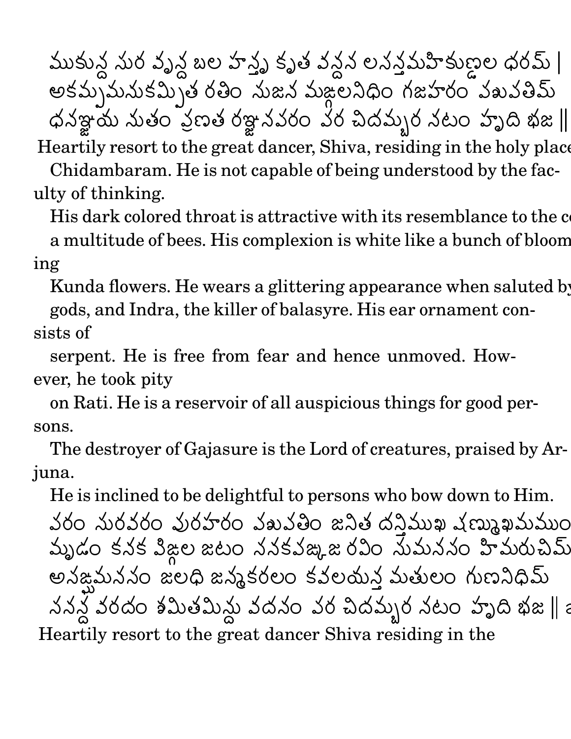ముకున్ద సుర వృన్ద బల హన్తృ కృత వన్దన లసన్తమహికుణ్డల ధరమ్ |
అకమ్పమనుకమ్పిత రతిం సుజన మఙ్గలనిధిం గజహరం పశుపతిమ్
ధనఞ్జయ నుతం ప్రణత రఞ్జనపరం పర చిదమ్బర నటం హృది భజ ||

Heartily resort to the great dancer, Shiva, residing in the holy place Chidambaram. He is not capable of being understood by the faculty of thinking.

His dark colored throat is attractive with its resemblance to the color of a multitude of bees. His complexion is white like a bunch of blooming Kunda flowers. He wears a glittering appearance when saluted by gods, and Indra, the killer of balasyre. His ear ornament consists of serpent. He is free from fear and hence unmoved. However, he took pity on Rati. He is a reservoir of all auspicious things for good persons.

The destroyer of Gajasure is the Lord of creatures, praised by Arjuna.

He is inclined to be delightful to persons who bow down to Him.

పరం సురవరం పురహరం పశుపతిం జనిత దన్తిముఖ షణ్ముఖమముం
మృడం కనక పిఙ్గల జటం సనకపఙ్కజ రవిం సుమనసం హిమరుచిమ్
అసఙ్ఘమనసం జలధి జన్మకరలం కవలయన్త మతులం గుణనిధిమ్
సనన్ద వరదం శమితమిన్దు వదనం పర చిదమ్బర నటం హృది భజ ||

Heartily resort to the great dancer Shiva residing in the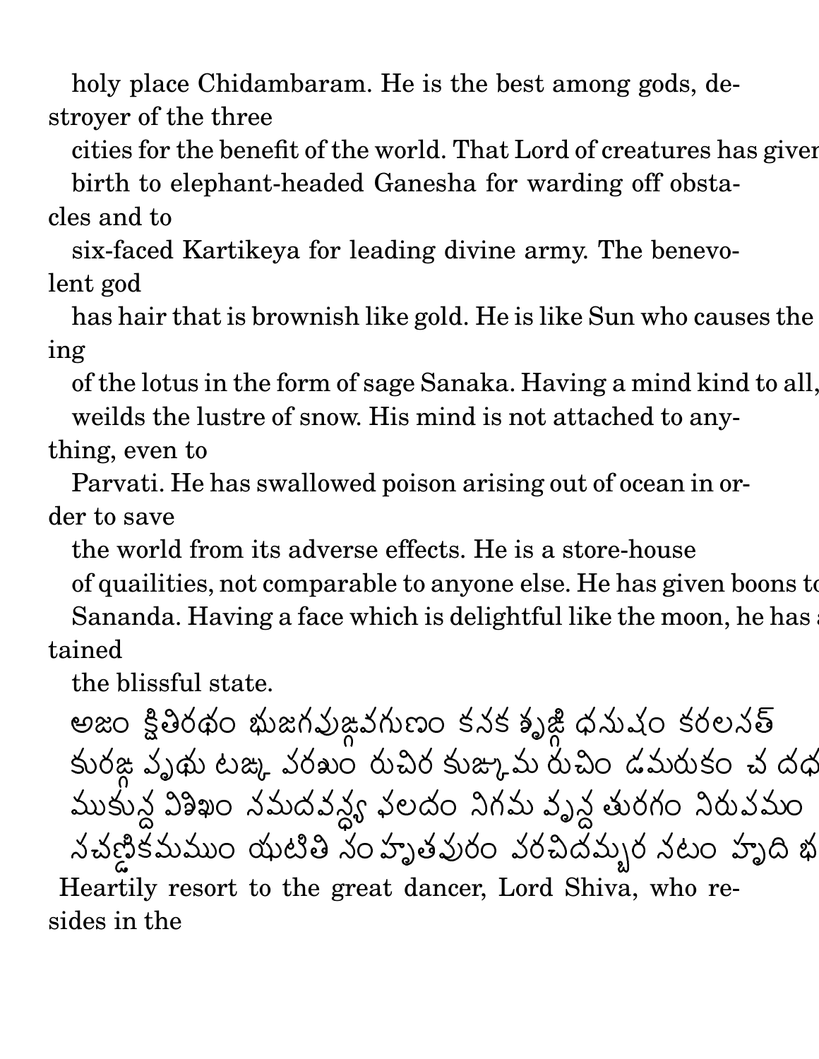holy place Chidambaram. He is the best among gods, destroyer of the three cities for the benefit of the world. That Lord of creatures has given birth to elephant-headed Ganesha for warding off obstacles and to six-faced Kartikeya for leading divine army. The benevolent god has hair that is brownish like gold. He is like Sun who causes the ing of the lotus in the form of sage Sanaka. Having a mind kind to all, weilds the lustre of snow. His mind is not attached to anything, even to Parvati. He has swallowed poison arising out of ocean in order to save the world from its adverse effects. He is a store-house of quailities, not comparable to anyone else. He has given boons to Sananda. Having a face which is delightful like the moon, he has tained the blissful state.

అజం క్షితిరథం భుజగపుఙ్గవగుణం కనక శృఙ్గి ధనుషం కరలసత్
కురఙ్గ పృథు టఙ్క వరఖం రుచిర కుఙ్కుమ రుచిం డమరుకం చ దధ
ముకున్ద విశిఖం నమదవన్ధ్య ఫలదం నిగమ వృన్ద తురగం నిరుపమం
నచణ్డికమముం ఝటితి సం హృతపురం వరచిదమ్బర నటం హృది భ

Heartily resort to the great dancer, Lord Shiva, who resides in the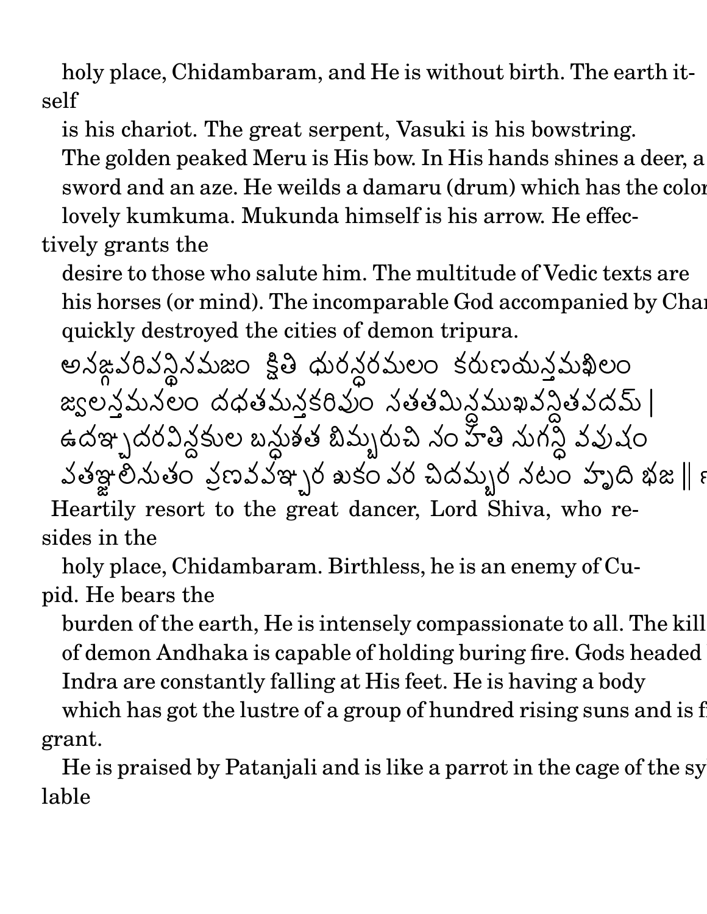holy place, Chidambaram, and He is without birth. The earth itself

is his chariot. The great serpent, Vasuki is his bowstring.
The golden peaked Meru is His bow. In His hands shines a deer, a
sword and an aze. He weilds a damaru (drum) which has the color
lovely kumkuma. Mukunda himself is his arrow. He effectively grants the

desire to those who salute him. The multitude of Vedic texts are
his horses (or mind). The incomparable God accompanied by Char
quickly destroyed the cities of demon tripura.

అనఙ్గవరివన్థినమజం క్షితి ధురన్ధరమలం కరుణయన్తమఖిలం
జ్వలన్తమనలం దధతమన్తకరివుం నతతమిన్ద్రముఖవన్దితవదమ్ |
ఉదఞ్చదరవిన్దకుల బన్ధుశత బిమ్బరుచి నం హతి నుగన్ధి వవుషం
వతఞ్జలినుతం వ్రణవవఞ్చర ఖకం వర చిదమ్బర నటం హృది భజ ||

Heartily resort to the great dancer, Lord Shiva, who resides in the

holy place, Chidambaram. Birthless, he is an enemy of Cupid. He bears the

burden of the earth, He is intensely compassionate to all. The kill
of demon Andhaka is capable of holding buring fire. Gods headed
Indra are constantly falling at His feet. He is having a body
which has got the lustre of a group of hundred rising suns and is fragrant.

He is praised by Patanjali and is like a parrot in the cage of the syllable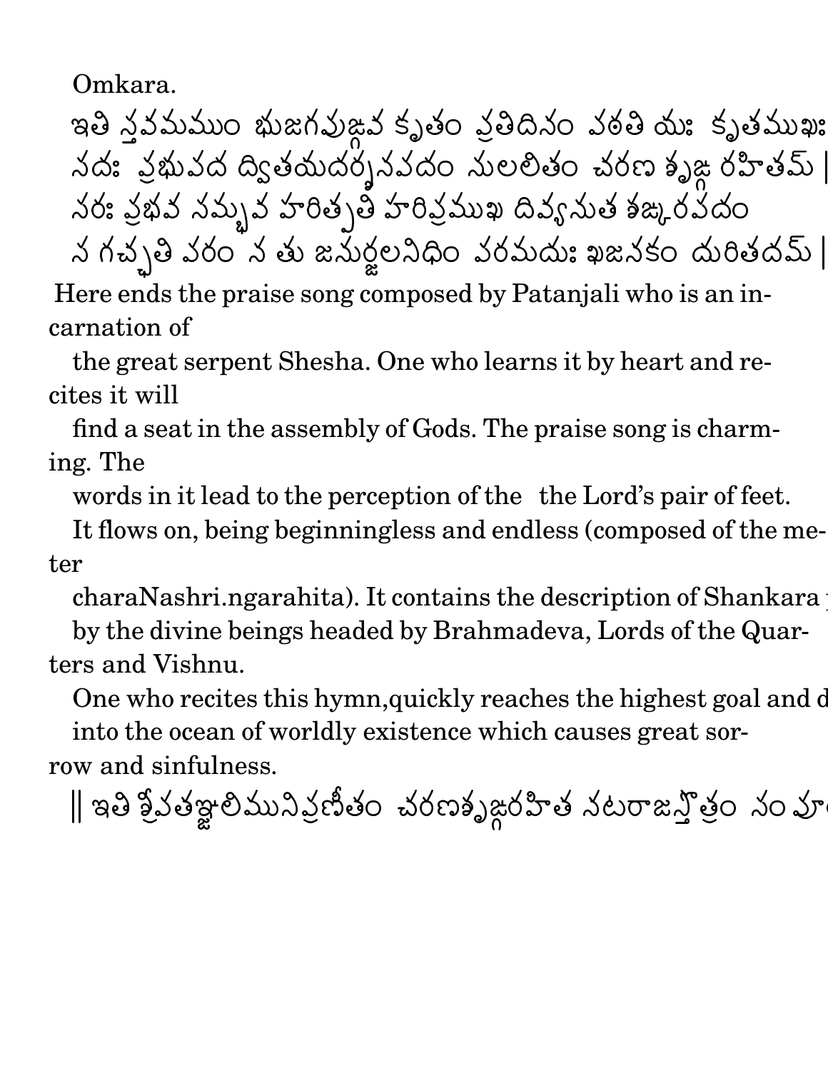Omkara.

ఇతి స్తవమముం భుజగపుఙ్గవ కృతం ప్రతిదినం పఠతి యః కృతముఖః
సదః ప్రభుపద ద్వితయదర్శనపదం సులలితం చరణ శృఙ్గ రహితమ్ ।
సరః ప్రభవ సమ్భవ హరిత్పతి హరిప్రముఖ దివ్యనుత శఙ్కరపదం
స గచ్ఛతి పరం న తు జనుర్జలనిధిం పరమదుఃఖజనకం దురితదమ్ ।

Here ends the praise song composed by Patanjali who is an incarnation of
the great serpent Shesha. One who learns it by heart and recites it will
find a seat in the assembly of Gods. The praise song is charming. The
words in it lead to the perception of the the Lord's pair of feet.
It flows on, being beginningless and endless (composed of the meter
charaNashri.ngarahita). It contains the description of Shankara
by the divine beings headed by Brahmadeva, Lords of the Quarters and Vishnu.
One who recites this hymn,quickly reaches the highest goal and d
into the ocean of worldly existence which causes great sorrow and sinfulness.

॥ ఇతి శ్రీపతఞ్జలిమునిప్రణీతం చరణశృఙ్గరహిత నటరాజస్తోత్రం సంపూ